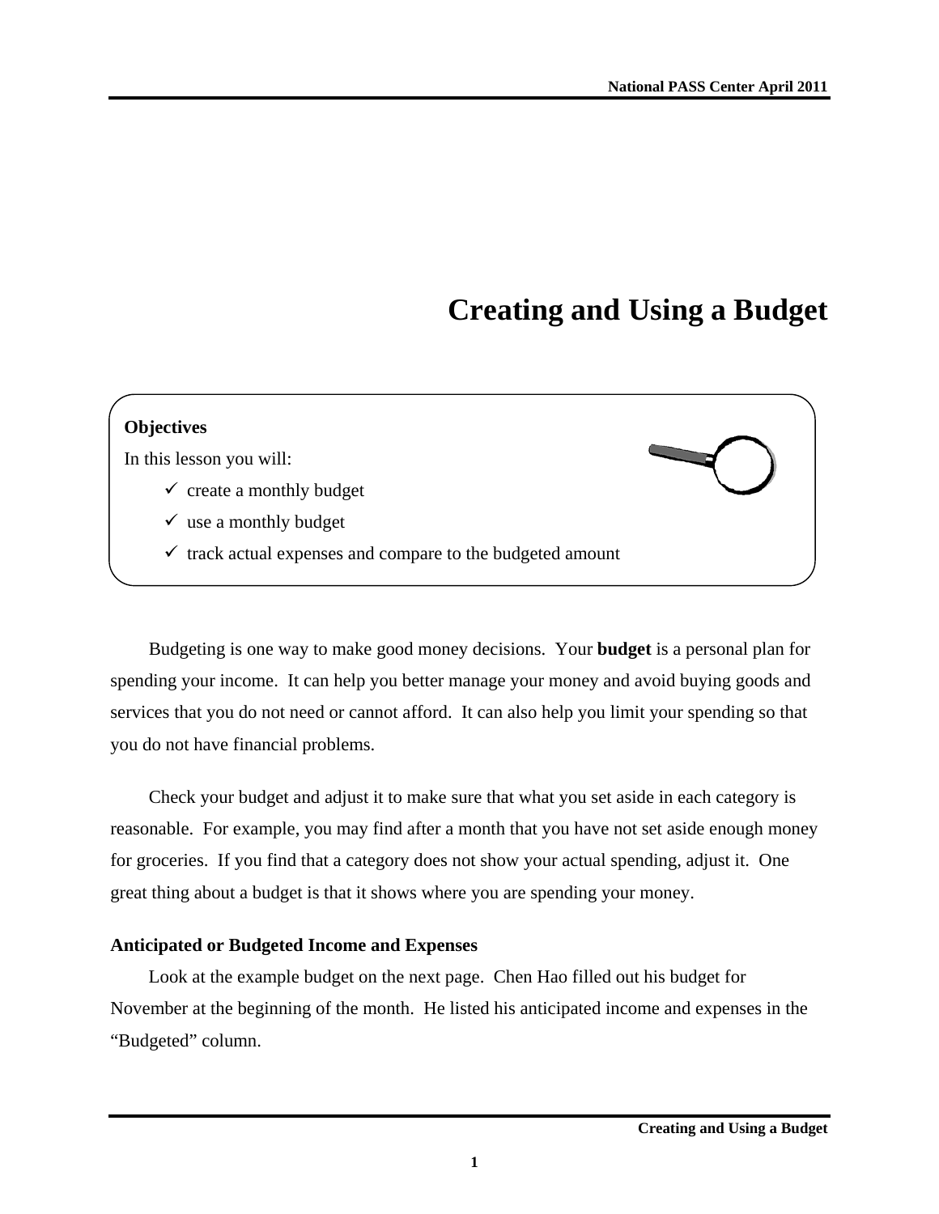# Creating and Using a Budget

**Objectives**

In this lesson you will:

- ✓ create a monthly budget
- ✓ use a monthly budget
- ✓ track actual expenses and compare to the budgeted amount

Budgeting is one way to make good money decisions. Your **budget** is a personal plan for spending your income. It can help you better manage your money and avoid buying goods and services that you do not need or cannot afford. It can also help you limit your spending so that you do not have financial problems.

Check your budget and adjust it to make sure that what you set aside in each category is reasonable. For example, you may find after a month that you have not set aside enough money for groceries. If you find that a category does not show your actual spending, adjust it. One great thing about a budget is that it shows where you are spending your money.

### Anticipated or Budgeted Income and Expenses

Look at the example budget on the next page. Chen Hao filled out his budget for November at the beginning of the month. He listed his anticipated income and expenses in the "Budgeted" column.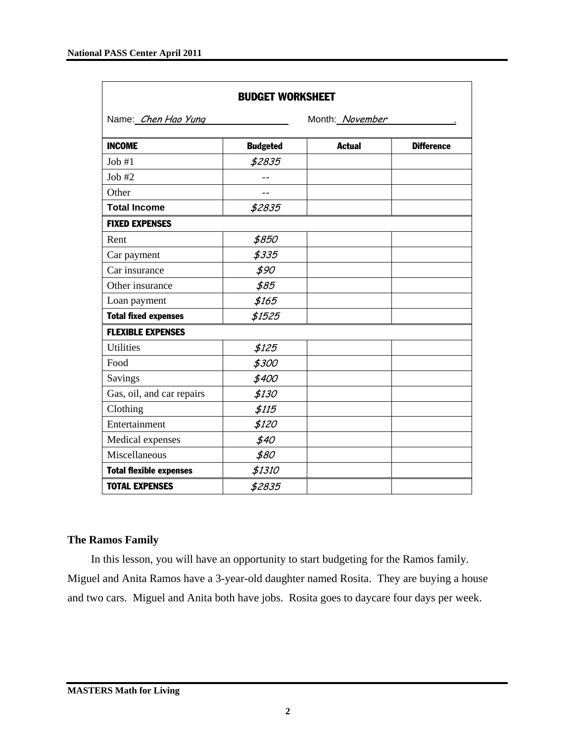**BUDGET WORKSHEET**

Name: *Chen Hao Yung* Month: *November*

| INCOME | Budgeted | Actual | Difference |
|---|---|---|---|
| Job #1 | *$2835* | | |
| Job #2 | -- | | |
| Other | -- | | |
| **Total Income** | *$2835* | | |
| **FIXED EXPENSES** | | | |
| Rent | *$850* | | |
| Car payment | *$335* | | |
| Car insurance | *$90* | | |
| Other insurance | *$85* | | |
| Loan payment | *$165* | | |
| **Total fixed expenses** | *$1525* | | |
| **FLEXIBLE EXPENSES** | | | |
| Utilities | *$125* | | |
| Food | *$300* | | |
| Savings | *$400* | | |
| Gas, oil, and car repairs | *$130* | | |
| Clothing | *$115* | | |
| Entertainment | *$120* | | |
| Medical expenses | *$40* | | |
| Miscellaneous | *$80* | | |
| **Total flexible expenses** | *$1310* | | |
| **TOTAL EXPENSES** | *$2835* | | |

### The Ramos Family

In this lesson, you will have an opportunity to start budgeting for the Ramos family. Miguel and Anita Ramos have a 3-year-old daughter named Rosita. They are buying a house and two cars. Miguel and Anita both have jobs. Rosita goes to daycare four days per week.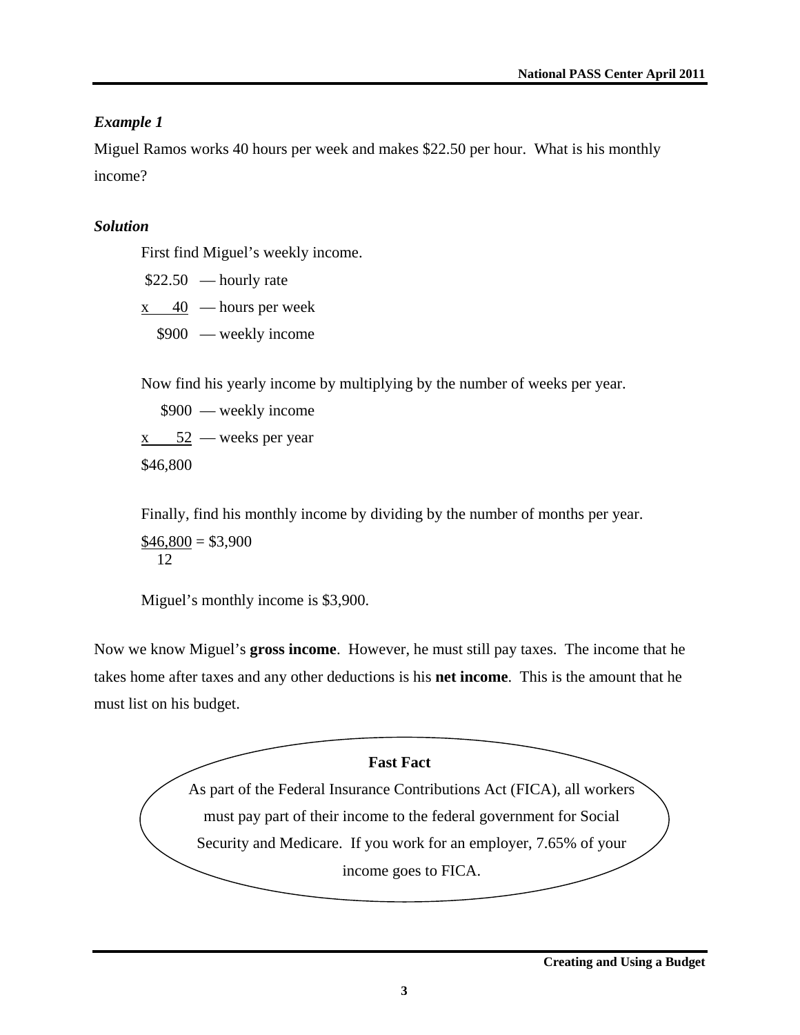*Example 1*

Miguel Ramos works 40 hours per week and makes $22.50 per hour. What is his monthly income?

*Solution*

First find Miguel's weekly income.

$22.50 — hourly rate
x 40 — hours per week
$900 — weekly income

Now find his yearly income by multiplying by the number of weeks per year.

$900 — weekly income
x 52 — weeks per year
$46,800

Finally, find his monthly income by dividing by the number of months per year.

$$\frac{\$46,800}{12} = \$3,900$$

Miguel's monthly income is $3,900.

Now we know Miguel's **gross income**. However, he must still pay taxes. The income that he takes home after taxes and any other deductions is his **net income**. This is the amount that he must list on his budget.

**Fast Fact**

As part of the Federal Insurance Contributions Act (FICA), all workers must pay part of their income to the federal government for Social Security and Medicare. If you work for an employer, 7.65% of your income goes to FICA.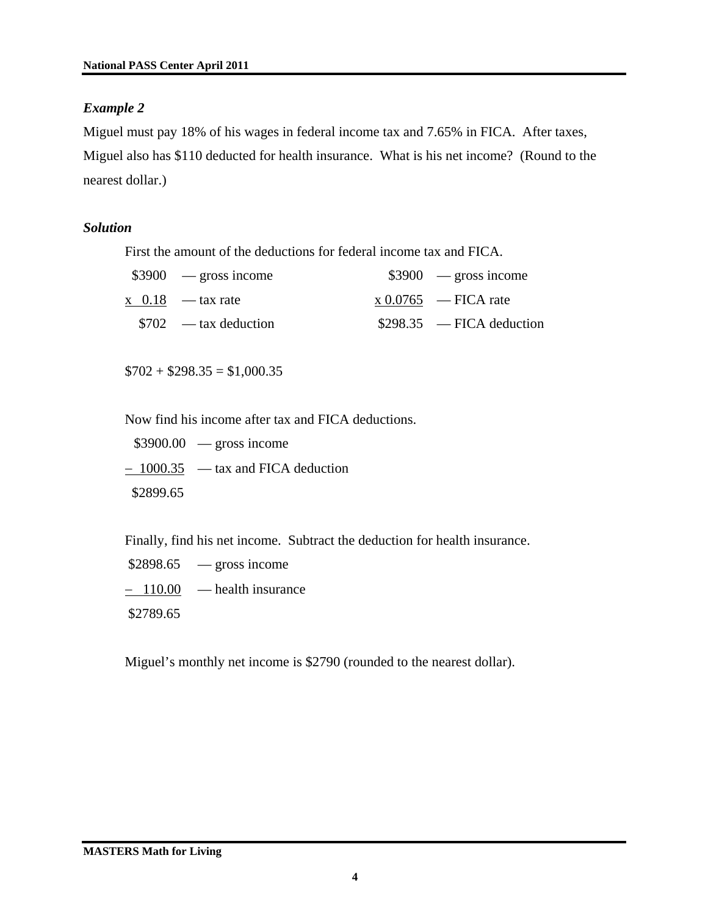*Example 2*

Miguel must pay 18% of his wages in federal income tax and 7.65% in FICA. After taxes, Miguel also has $110 deducted for health insurance. What is his net income? (Round to the nearest dollar.)

***Solution***

First the amount of the deductions for federal income tax and FICA.

| | | | |
|---|---|---|---|
| $3900 | — gross income | $3900 | — gross income |
| x 0.18 | — tax rate | x 0.0765 | — FICA rate |
| $702 | — tax deduction | $298.35 | — FICA deduction |

$702 + $298.35 = $1,000.35

Now find his income after tax and FICA deductions.

| | |
|---|---|
| $3900.00 | — gross income |
| – 1000.35 | — tax and FICA deduction |
| $2899.65 | |

Finally, find his net income. Subtract the deduction for health insurance.

| | |
|---|---|
| $2898.65 | — gross income |
| – 110.00 | — health insurance |
| $2789.65 | |

Miguel's monthly net income is $2790 (rounded to the nearest dollar).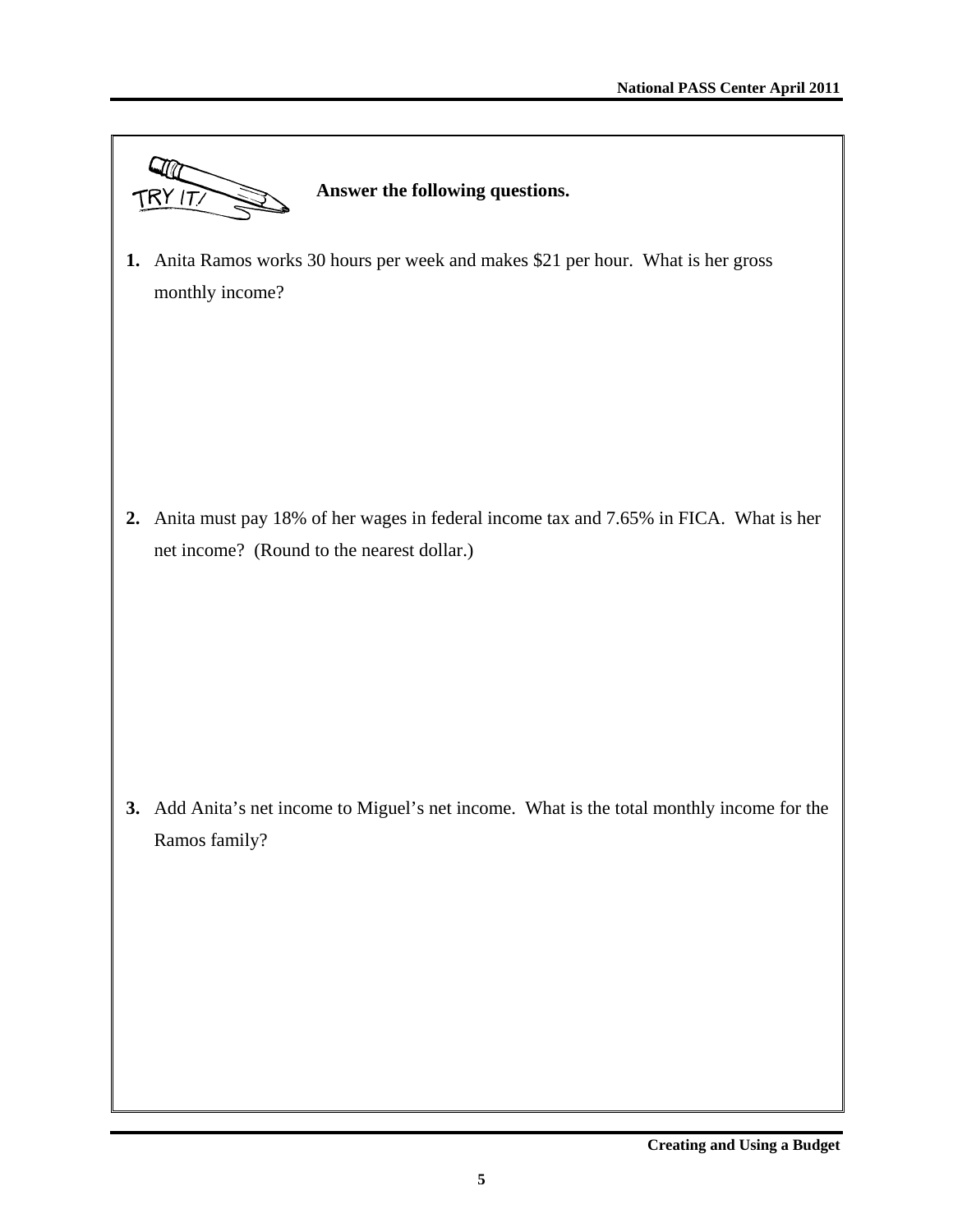TRY IT!

**Answer the following questions.**

1. Anita Ramos works 30 hours per week and makes $21 per hour. What is her gross monthly income?

2. Anita must pay 18% of her wages in federal income tax and 7.65% in FICA. What is her net income? (Round to the nearest dollar.)

3. Add Anita's net income to Miguel's net income. What is the total monthly income for the Ramos family?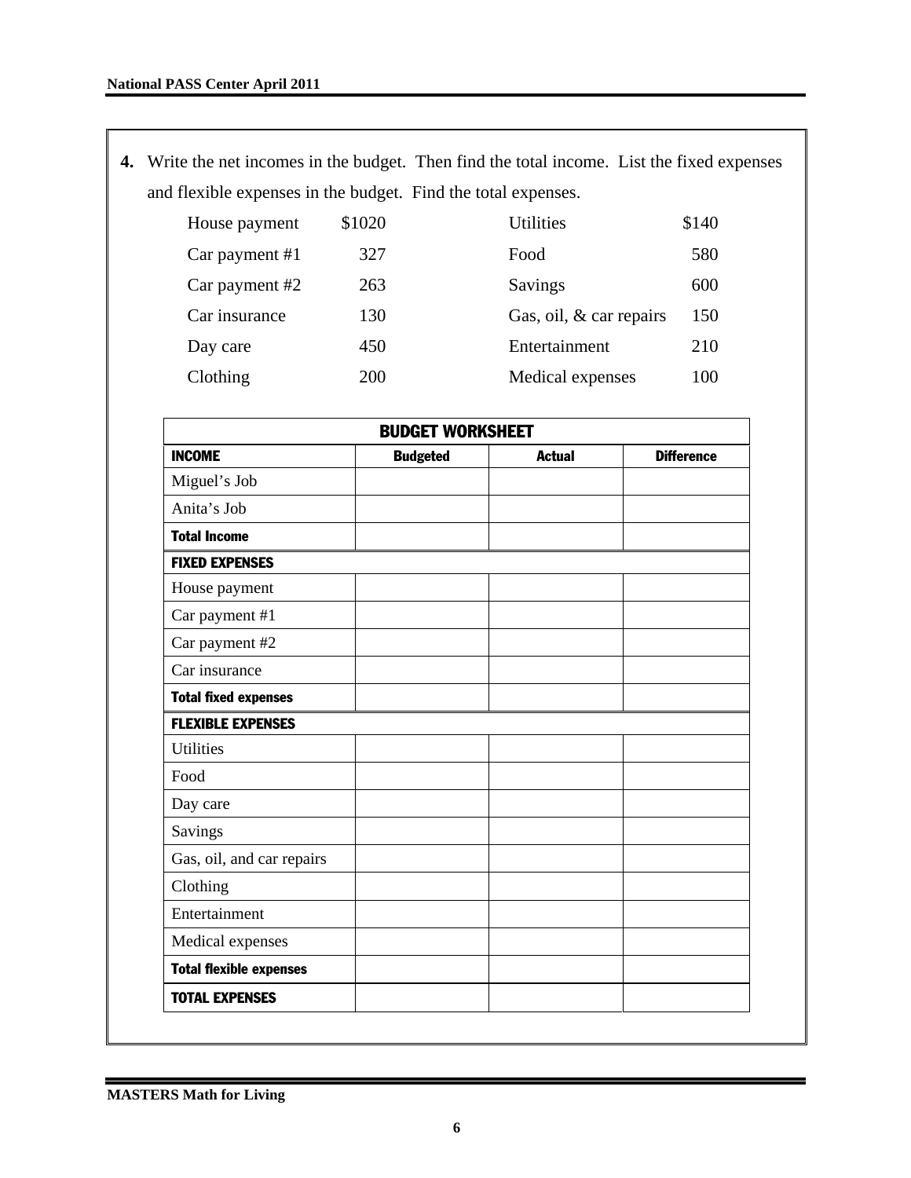**4.** Write the net incomes in the budget. Then find the total income. List the fixed expenses and flexible expenses in the budget. Find the total expenses.

| | | | |
|---|---|---|---|
| House payment | $1020 | Utilities | $140 |
| Car payment #1 | 327 | Food | 580 |
| Car payment #2 | 263 | Savings | 600 |
| Car insurance | 130 | Gas, oil, & car repairs | 150 |
| Day care | 450 | Entertainment | 210 |
| Clothing | 200 | Medical expenses | 100 |

| BUDGET WORKSHEET | | | |
|---|---|---|---|
| **INCOME** | **Budgeted** | **Actual** | **Difference** |
| Miguel's Job | | | |
| Anita's Job | | | |
| **Total Income** | | | |
| **FIXED EXPENSES** | | | |
| House payment | | | |
| Car payment #1 | | | |
| Car payment #2 | | | |
| Car insurance | | | |
| **Total fixed expenses** | | | |
| **FLEXIBLE EXPENSES** | | | |
| Utilities | | | |
| Food | | | |
| Day care | | | |
| Savings | | | |
| Gas, oil, and car repairs | | | |
| Clothing | | | |
| Entertainment | | | |
| Medical expenses | | | |
| **Total flexible expenses** | | | |
| **TOTAL EXPENSES** | | | |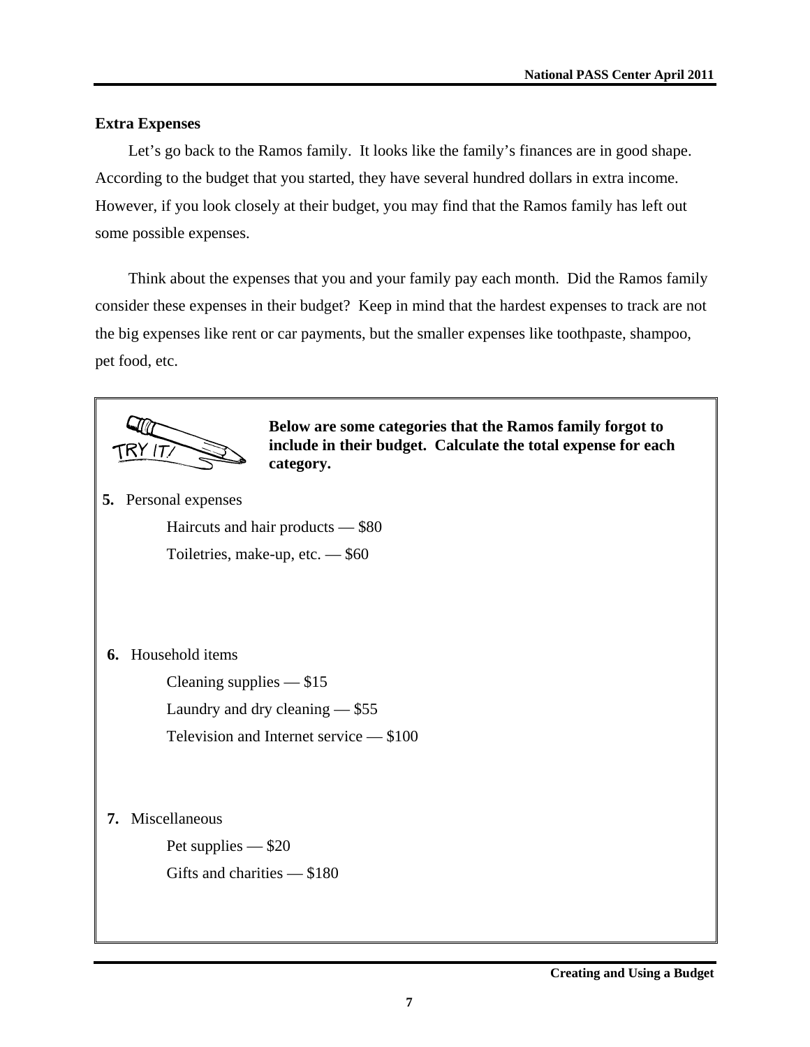## Extra Expenses

Let's go back to the Ramos family. It looks like the family's finances are in good shape. According to the budget that you started, they have several hundred dollars in extra income. However, if you look closely at their budget, you may find that the Ramos family has left out some possible expenses.

Think about the expenses that you and your family pay each month. Did the Ramos family consider these expenses in their budget? Keep in mind that the hardest expenses to track are not the big expenses like rent or car payments, but the smaller expenses like toothpaste, shampoo, pet food, etc.

TRY IT!

**Below are some categories that the Ramos family forgot to include in their budget. Calculate the total expense for each category.**

**5.** Personal expenses

Haircuts and hair products — $80

Toiletries, make-up, etc. — $60

**6.** Household items

Cleaning supplies — $15

Laundry and dry cleaning — $55

Television and Internet service — $100

**7.** Miscellaneous

Pet supplies — $20

Gifts and charities — $180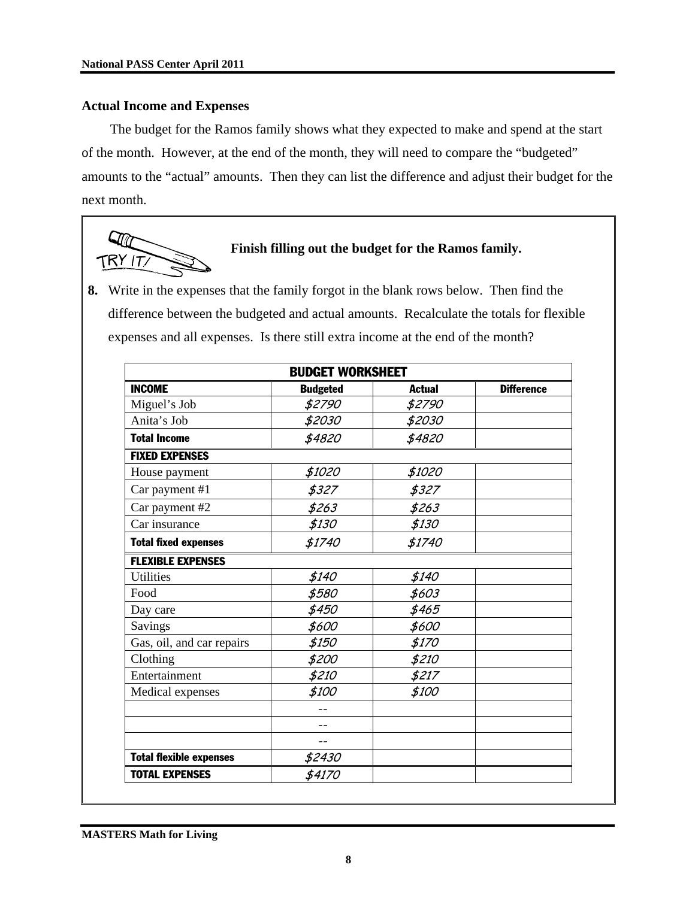### Actual Income and Expenses

The budget for the Ramos family shows what they expected to make and spend at the start of the month. However, at the end of the month, they will need to compare the "budgeted" amounts to the "actual" amounts. Then they can list the difference and adjust their budget for the next month.

TRY IT!

**Finish filling out the budget for the Ramos family.**

**8.** Write in the expenses that the family forgot in the blank rows below. Then find the difference between the budgeted and actual amounts. Recalculate the totals for flexible expenses and all expenses. Is there still extra income at the end of the month?

| BUDGET WORKSHEET | | | |
|---|---|---|---|
| **INCOME** | **Budgeted** | **Actual** | **Difference** |
| Miguel's Job | $2790 | $2790 | |
| Anita's Job | $2030 | $2030 | |
| **Total Income** | $4820 | $4820 | |
| **FIXED EXPENSES** | | | |
| House payment | $1020 | $1020 | |
| Car payment #1 | $327 | $327 | |
| Car payment #2 | $263 | $263 | |
| Car insurance | $130 | $130 | |
| **Total fixed expenses** | $1740 | $1740 | |
| **FLEXIBLE EXPENSES** | | | |
| Utilities | $140 | $140 | |
| Food | $580 | $603 | |
| Day care | $450 | $465 | |
| Savings | $600 | $600 | |
| Gas, oil, and car repairs | $150 | $170 | |
| Clothing | $200 | $210 | |
| Entertainment | $210 | $217 | |
| Medical expenses | $100 | $100 | |
| | -- | | |
| | -- | | |
| | -- | | |
| **Total flexible expenses** | $2430 | | |
| **TOTAL EXPENSES** | $4170 | | |

MASTERS Math for Living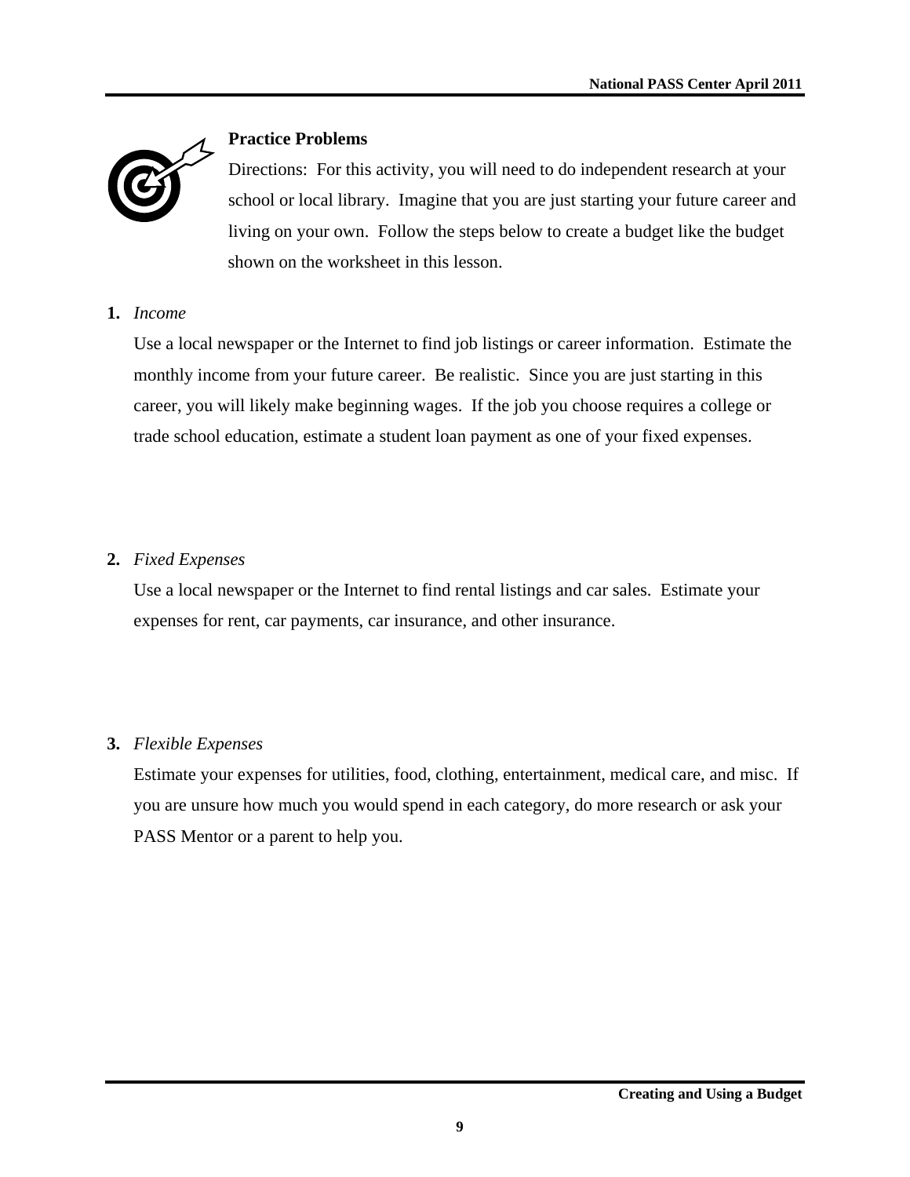**Practice Problems**

Directions: For this activity, you will need to do independent research at your school or local library. Imagine that you are just starting your future career and living on your own. Follow the steps below to create a budget like the budget shown on the worksheet in this lesson.

**1.** *Income*

Use a local newspaper or the Internet to find job listings or career information. Estimate the monthly income from your future career. Be realistic. Since you are just starting in this career, you will likely make beginning wages. If the job you choose requires a college or trade school education, estimate a student loan payment as one of your fixed expenses.

**2.** *Fixed Expenses*

Use a local newspaper or the Internet to find rental listings and car sales. Estimate your expenses for rent, car payments, car insurance, and other insurance.

**3.** *Flexible Expenses*

Estimate your expenses for utilities, food, clothing, entertainment, medical care, and misc. If you are unsure how much you would spend in each category, do more research or ask your PASS Mentor or a parent to help you.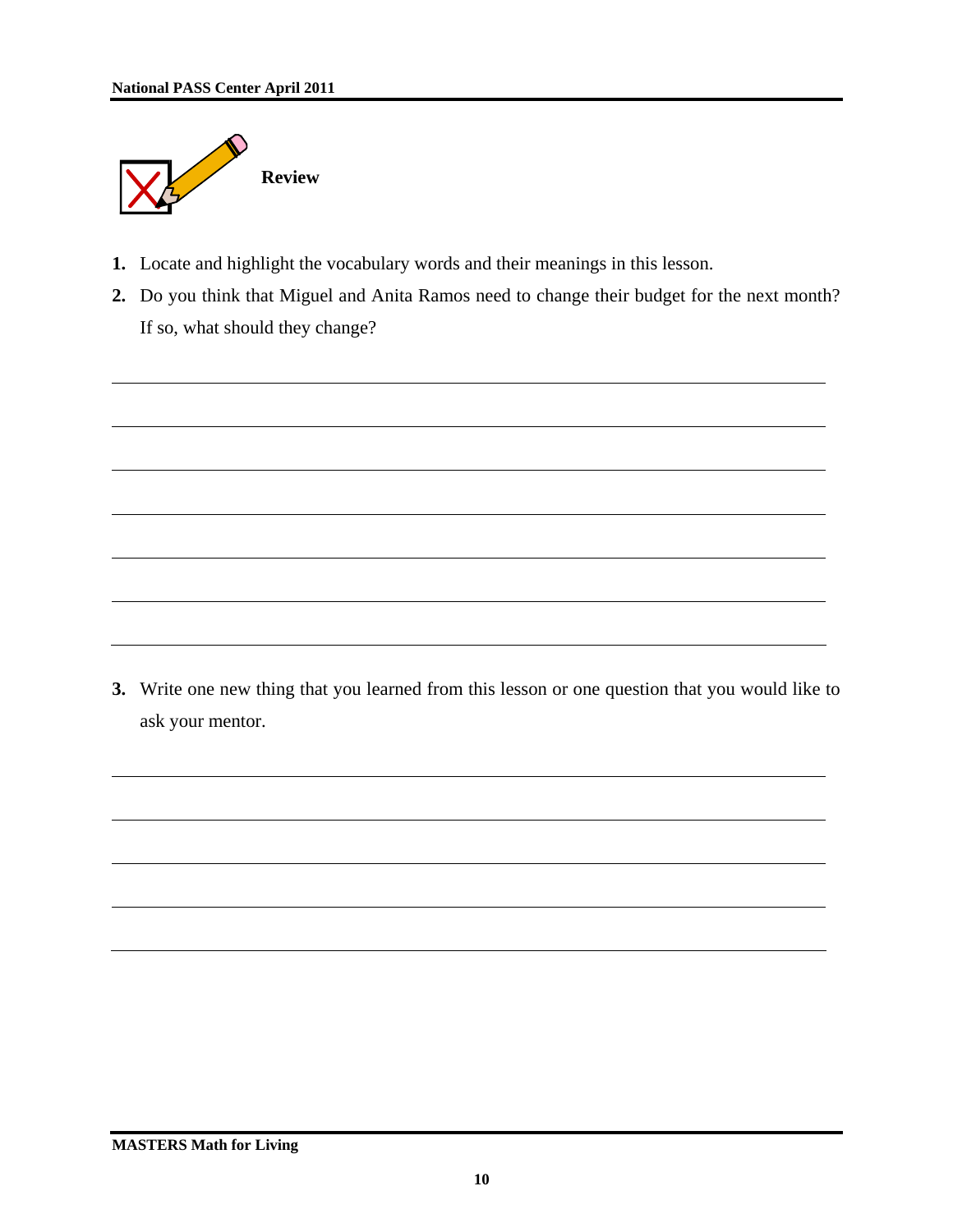**Review**

1. Locate and highlight the vocabulary words and their meanings in this lesson.
2. Do you think that Miguel and Anita Ramos need to change their budget for the next month? If so, what should they change?

_______________________________________________________________________________

_______________________________________________________________________________

_______________________________________________________________________________

_______________________________________________________________________________

_______________________________________________________________________________

_______________________________________________________________________________

_______________________________________________________________________________

3. Write one new thing that you learned from this lesson or one question that you would like to ask your mentor.

_______________________________________________________________________________

_______________________________________________________________________________

_______________________________________________________________________________

_______________________________________________________________________________

_______________________________________________________________________________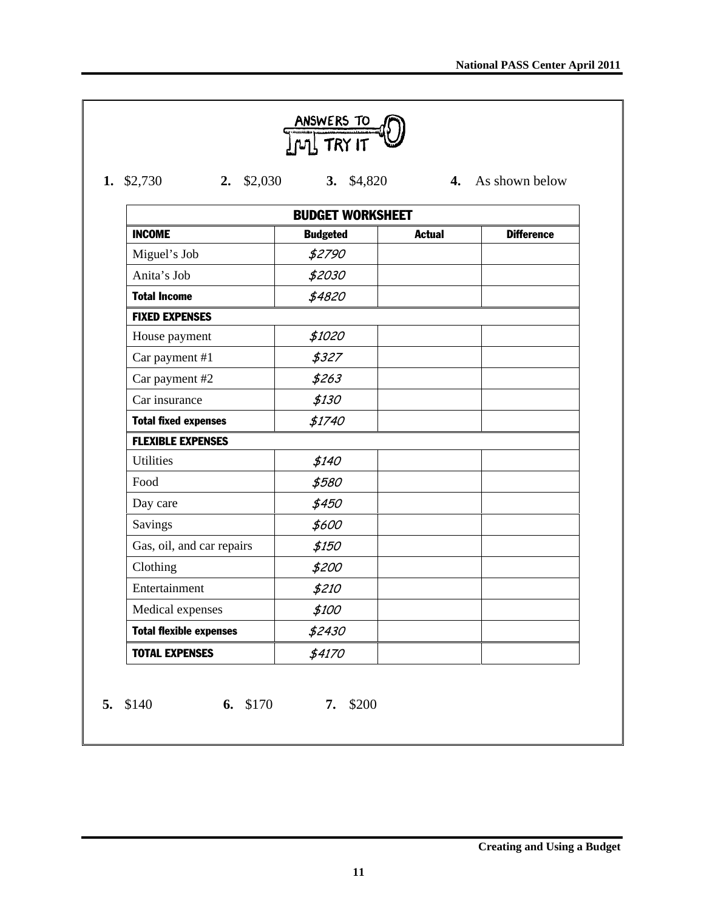## ANSWERS TO TRY IT

**1.** \$2,730 **2.** \$2,030 **3.** \$4,820 **4.** As shown below

| BUDGET WORKSHEET | | | |
|---|---|---|---|
| **INCOME** | **Budgeted** | **Actual** | **Difference** |
| Miguel's Job | *\$2790* | | |
| Anita's Job | *\$2030* | | |
| **Total Income** | *\$4820* | | |
| **FIXED EXPENSES** | | | |
| House payment | *\$1020* | | |
| Car payment #1 | *\$327* | | |
| Car payment #2 | *\$263* | | |
| Car insurance | *\$130* | | |
| **Total fixed expenses** | *\$1740* | | |
| **FLEXIBLE EXPENSES** | | | |
| Utilities | *\$140* | | |
| Food | *\$580* | | |
| Day care | *\$450* | | |
| Savings | *\$600* | | |
| Gas, oil, and car repairs | *\$150* | | |
| Clothing | *\$200* | | |
| Entertainment | *\$210* | | |
| Medical expenses | *\$100* | | |
| **Total flexible expenses** | *\$2430* | | |
| **TOTAL EXPENSES** | *\$4170* | | |

**5.** \$140 **6.** \$170 **7.** \$200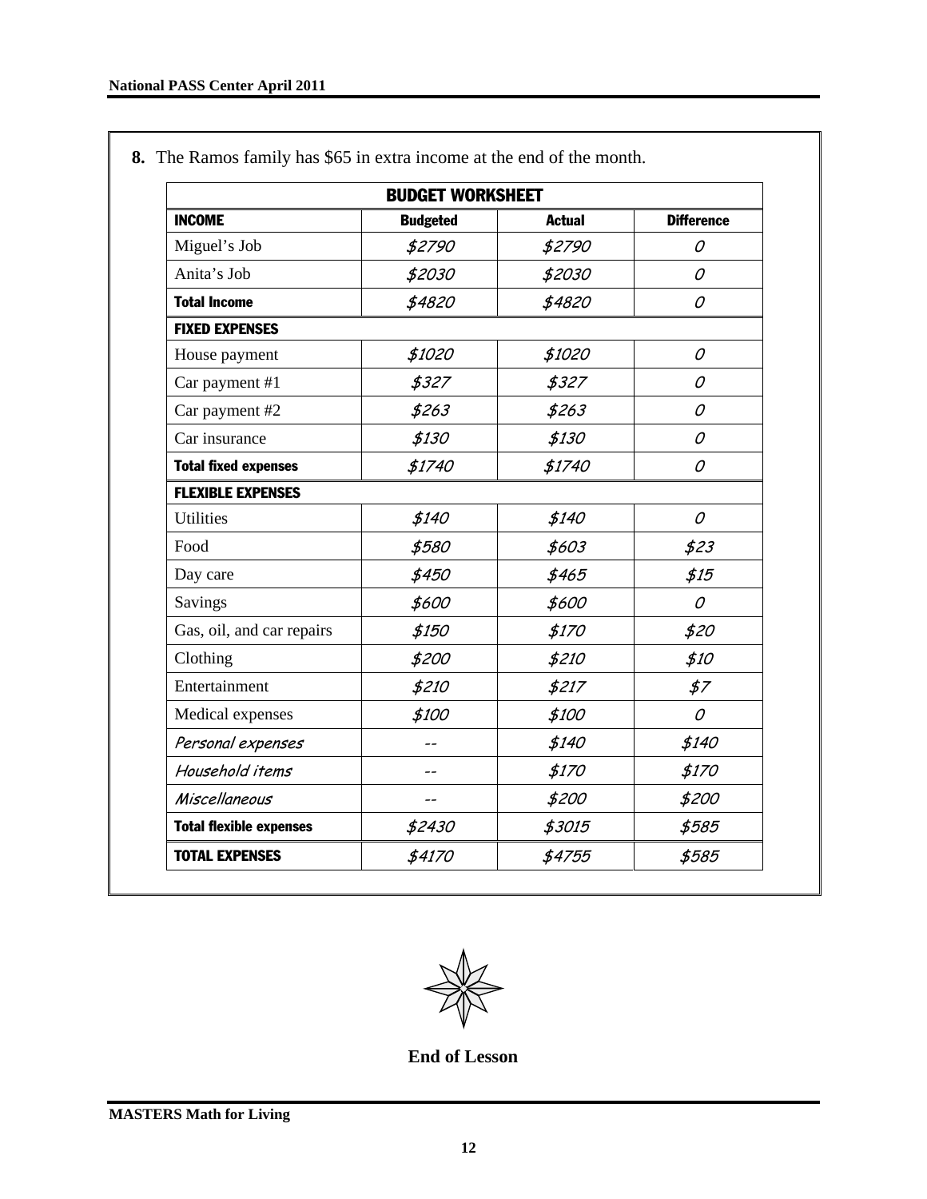**8.** The Ramos family has $65 in extra income at the end of the month.

| BUDGET WORKSHEET | | | |
|---|---|---|---|
| **INCOME** | **Budgeted** | **Actual** | **Difference** |
| Miguel's Job | $2790 | $2790 | 0 |
| Anita's Job | $2030 | $2030 | 0 |
| **Total Income** | $4820 | $4820 | 0 |
| **FIXED EXPENSES** | | | |
| House payment | $1020 | $1020 | 0 |
| Car payment #1 | $327 | $327 | 0 |
| Car payment #2 | $263 | $263 | 0 |
| Car insurance | $130 | $130 | 0 |
| **Total fixed expenses** | $1740 | $1740 | 0 |
| **FLEXIBLE EXPENSES** | | | |
| Utilities | $140 | $140 | 0 |
| Food | $580 | $603 | $23 |
| Day care | $450 | $465 | $15 |
| Savings | $600 | $600 | 0 |
| Gas, oil, and car repairs | $150 | $170 | $20 |
| Clothing | $200 | $210 | $10 |
| Entertainment | $210 | $217 | $7 |
| Medical expenses | $100 | $100 | 0 |
| *Personal expenses* | -- | $140 | $140 |
| *Household items* | -- | $170 | $170 |
| *Miscellaneous* | -- | $200 | $200 |
| **Total flexible expenses** | $2430 | $3015 | $585 |
| **TOTAL EXPENSES** | $4170 | $4755 | $585 |

**End of Lesson**